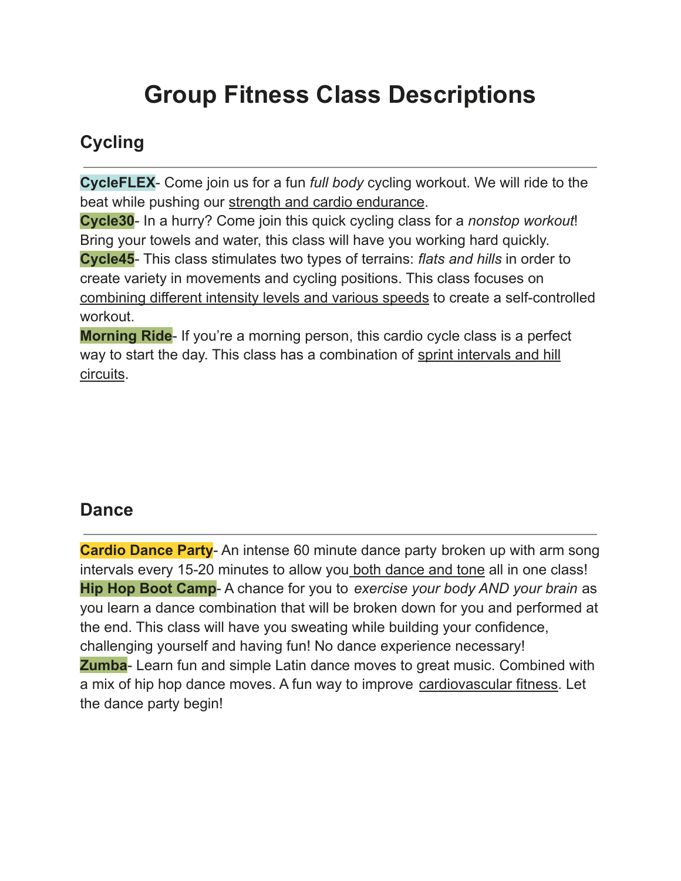# Group Fitness Class Descriptions

## Cycling

---

**CycleFLEX**- Come join us for a fun *full body* cycling workout. We will ride to the beat while pushing our <u>strength and cardio endurance</u>.
**Cycle30**- In a hurry? Come join this quick cycling class for a *nonstop workout*! Bring your towels and water, this class will have you working hard quickly.
**Cycle45**- This class stimulates two types of terrains: *flats and hills* in order to create variety in movements and cycling positions. This class focuses on <u>combining different intensity levels and various speeds</u> to create a self-controlled workout.
**Morning Ride**- If you're a morning person, this cardio cycle class is a perfect way to start the day. This class has a combination of <u>sprint intervals and hill circuits</u>.

## Dance

---

**Cardio Dance Party**- An intense 60 minute dance party broken up with arm song intervals every 15-20 minutes to allow you <u>both dance and tone</u> all in one class!
**Hip Hop Boot Camp**- A chance for you to *exercise your body AND your brain* as you learn a dance combination that will be broken down for you and performed at the end. This class will have you sweating while building your confidence, challenging yourself and having fun! No dance experience necessary!
**Zumba**- Learn fun and simple Latin dance moves to great music. Combined with a mix of hip hop dance moves. A fun way to improve <u>cardiovascular fitness</u>. Let the dance party begin!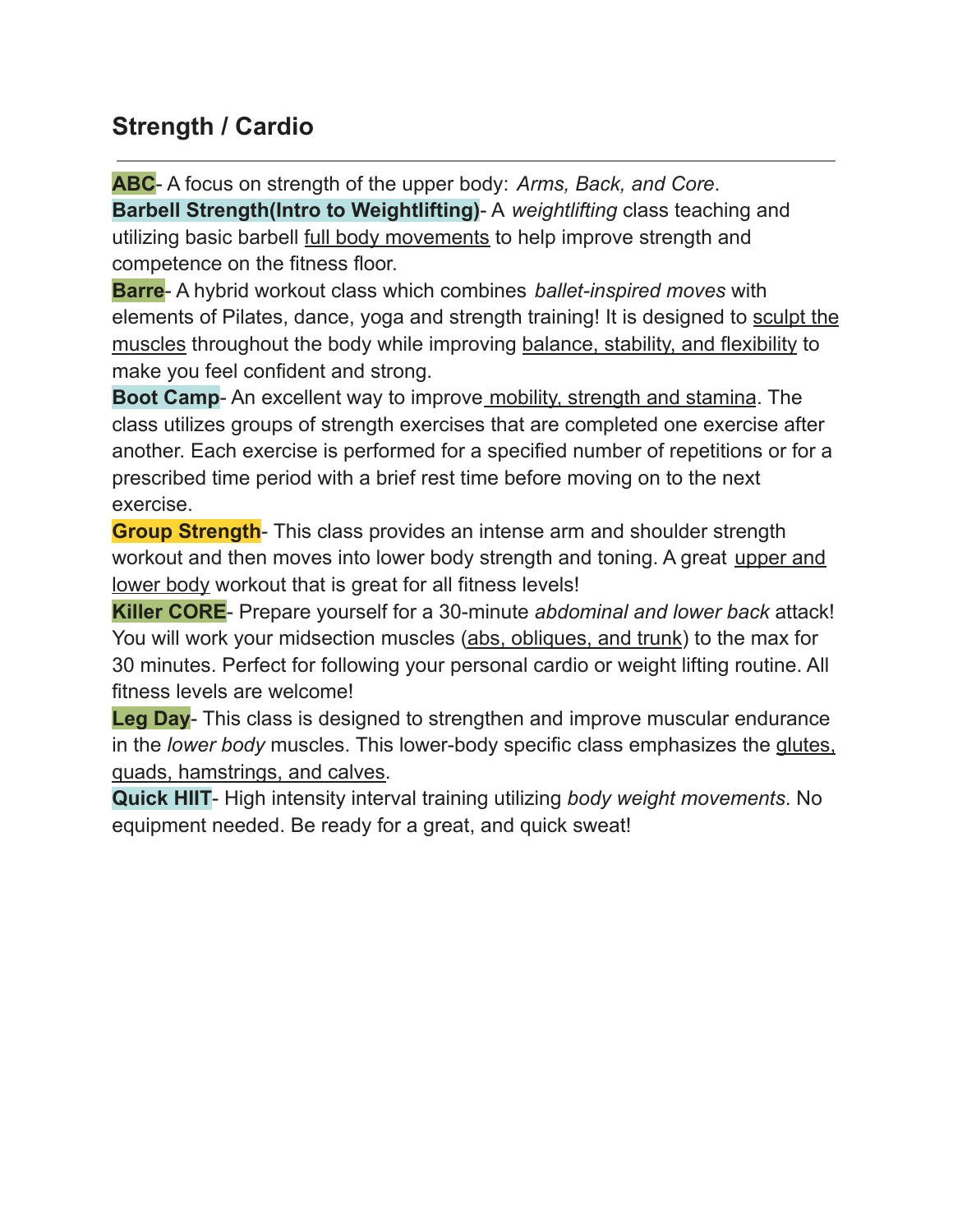## Strength / Cardio

---

**ABC**- A focus on strength of the upper body: *Arms, Back, and Core*.
**Barbell Strength(Intro to Weightlifting)**- A *weightlifting* class teaching and utilizing basic barbell full body movements to help improve strength and competence on the fitness floor.
**Barre**- A hybrid workout class which combines *ballet-inspired moves* with elements of Pilates, dance, yoga and strength training! It is designed to sculpt the muscles throughout the body while improving balance, stability, and flexibility to make you feel confident and strong.
**Boot Camp**- An excellent way to improve mobility, strength and stamina. The class utilizes groups of strength exercises that are completed one exercise after another. Each exercise is performed for a specified number of repetitions or for a prescribed time period with a brief rest time before moving on to the next exercise.
**Group Strength**- This class provides an intense arm and shoulder strength workout and then moves into lower body strength and toning. A great upper and lower body workout that is great for all fitness levels!
**Killer CORE**- Prepare yourself for a 30-minute *abdominal and lower back* attack! You will work your midsection muscles (abs, obliques, and trunk) to the max for 30 minutes. Perfect for following your personal cardio or weight lifting routine. All fitness levels are welcome!
**Leg Day**- This class is designed to strengthen and improve muscular endurance in the *lower body* muscles. This lower-body specific class emphasizes the glutes, quads, hamstrings, and calves.
**Quick HIIT**- High intensity interval training utilizing *body weight movements*. No equipment needed. Be ready for a great, and quick sweat!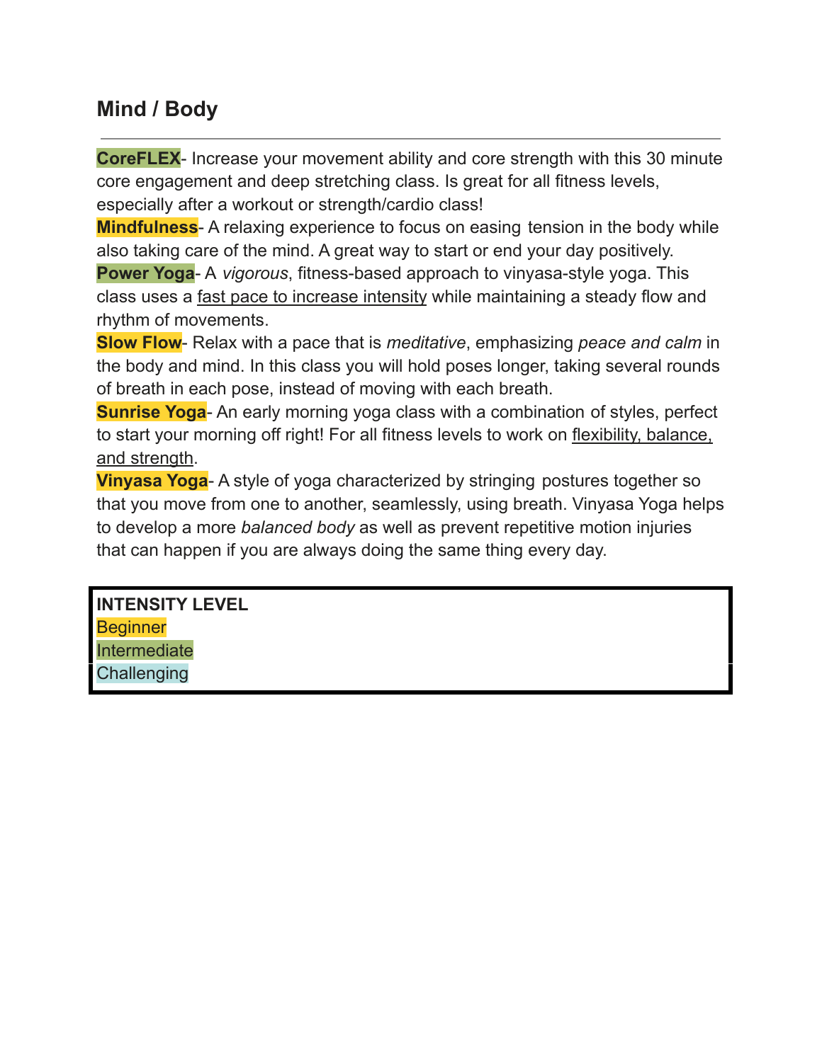## Mind / Body

---

**CoreFLEX**- Increase your movement ability and core strength with this 30 minute core engagement and deep stretching class. Is great for all fitness levels, especially after a workout or strength/cardio class!

**Mindfulness**- A relaxing experience to focus on easing tension in the body while also taking care of the mind. A great way to start or end your day positively.

**Power Yoga**- A *vigorous*, fitness-based approach to vinyasa-style yoga. This class uses a fast pace to increase intensity while maintaining a steady flow and rhythm of movements.

**Slow Flow**- Relax with a pace that is *meditative*, emphasizing *peace and calm* in the body and mind. In this class you will hold poses longer, taking several rounds of breath in each pose, instead of moving with each breath.

**Sunrise Yoga**- An early morning yoga class with a combination of styles, perfect to start your morning off right! For all fitness levels to work on flexibility, balance, and strength.

**Vinyasa Yoga**- A style of yoga characterized by stringing postures together so that you move from one to another, seamlessly, using breath. Vinyasa Yoga helps to develop a more *balanced body* as well as prevent repetitive motion injuries that can happen if you are always doing the same thing every day.

| INTENSITY LEVEL |
| --- |
| Beginner |
| Intermediate |
| Challenging |